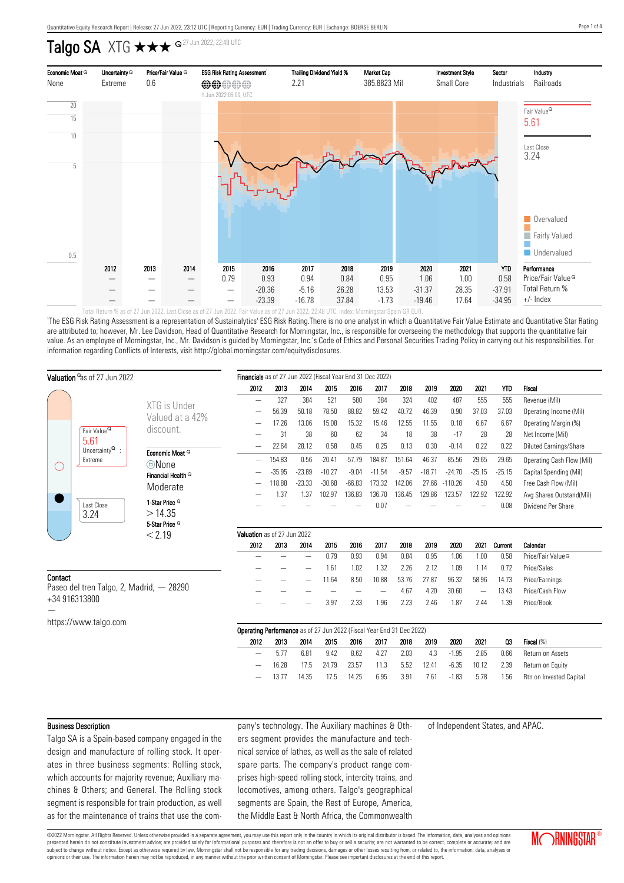# Talgo SA XTG ★★★ 27 Jun 2022, 22:48 UTC

| Economic Moat | Uncertainty | Price/Fair Value | ESG Risk Rating Assessment[1] | Trailing Dividend Yield % | Market Cap | Investment Style | Sector | Industry |
|---|---|---|---|---|---|---|---|---|
| None | Extreme | 0.6 | 1 Jun 2022 05:00, UTC | 2.21 | 385.8823 Mil | Small Core | Industrials | Railroads |

Fair Value 5.61

Last Close 3.24

Overvalued / Fairly Valued / Undervalued

| | 2012 | 2013 | 2014 | 2015 | 2016 | 2017 | 2018 | 2019 | 2020 | 2021 | YTD | Performance |
|---|---|---|---|---|---|---|---|---|---|---|---|---|
| | — | — | — | 0.79 | 0.93 | 0.94 | 0.84 | 0.95 | 1.06 | 1.00 | 0.58 | Price/Fair Value |
| | — | — | — | — | -20.36 | -5.16 | 26.28 | 13.53 | -31.37 | 28.35 | -37.91 | Total Return % |
| | — | — | — | — | -23.39 | -16.78 | 37.84 | -1.73 | -19.46 | 17.64 | -34.95 | +/- Index |

Total Return % as of 27 Jun 2022. Last Close as of 27 Jun 2022. Fair Value as of 27 Jun 2022, 22:48 UTC. Index: Morningstar Spain GR EUR.

[1]The ESG Risk Rating Assessment is a representation of Sustainalytics' ESG Risk Rating.There is no one analyst in which a Quantitative Fair Value Estimate and Quantitative Star Rating are attributed to; however, Mr. Lee Davidson, Head of Quantitative Research for Morningstar, Inc., is responsible for overseeing the methodology that supports the quantitative fair value. As an employee of Morningstar, Inc., Mr. Davidson is guided by Morningstar, Inc.'s Code of Ethics and Personal Securities Trading Policy in carrying out his responsibilities. For information regarding Conflicts of Interests, visit http://global.morningstar.com/equitydisclosures.

## Valuation as of 27 Jun 2022

XTG is Under Valued at a 42% discount.

Fair Value 5.61
Uncertainty : Extreme

Last Close 3.24

Economic Moat: None

Financial Health: Moderate

1-Star Price: > 14.35

5-Star Price: < 2.19

## Financials as of 27 Jun 2022 (Fiscal Year End 31 Dec 2022)

| 2012 | 2013 | 2014 | 2015 | 2016 | 2017 | 2018 | 2019 | 2020 | 2021 | YTD | Fiscal |
|---|---|---|---|---|---|---|---|---|---|---|---|
| — | 327 | 384 | 521 | 580 | 384 | 324 | 402 | 487 | 555 | 555 | Revenue (Mil) |
| — | 56.39 | 50.18 | 78.50 | 88.82 | 59.42 | 40.72 | 46.39 | 0.90 | 37.03 | 37.03 | Operating Income (Mil) |
| — | 17.26 | 13.06 | 15.08 | 15.32 | 15.46 | 12.55 | 11.55 | 0.18 | 6.67 | 6.67 | Operating Margin (%) |
| — | 31 | 38 | 60 | 62 | 34 | 18 | 38 | -17 | 28 | 28 | Net Income (Mil) |
| — | 22.64 | 28.12 | 0.58 | 0.45 | 0.25 | 0.13 | 0.30 | -0.14 | 0.22 | 0.22 | Diluted Earnings/Share |
| — | 154.83 | 0.56 | -20.41 | -57.79 | 184.87 | 151.64 | 46.37 | -85.56 | 29.65 | 29.65 | Operating Cash Flow (Mil) |
| — | -35.95 | -23.89 | -10.27 | -9.04 | -11.54 | -9.57 | -18.71 | -24.70 | -25.15 | -25.15 | Capital Spending (Mil) |
| — | 118.88 | -23.33 | -30.68 | -66.83 | 173.32 | 142.06 | 27.66 | -110.26 | 4.50 | 4.50 | Free Cash Flow (Mil) |
| — | 1.37 | 1.37 | 102.97 | 136.83 | 136.70 | 136.45 | 129.86 | 123.57 | 122.92 | 122.92 | Avg Shares Outstand(Mil) |
| — | — | — | — | — | 0.07 | — | — | — | — | 0.08 | Dividend Per Share |

## Valuation as of 27 Jun 2022

| 2012 | 2013 | 2014 | 2015 | 2016 | 2017 | 2018 | 2019 | 2020 | 2021 | Current | Calendar |
|---|---|---|---|---|---|---|---|---|---|---|---|
| — | — | — | 0.79 | 0.93 | 0.94 | 0.84 | 0.95 | 1.06 | 1.00 | 0.58 | Price/Fair Value |
| — | — | — | 1.61 | 1.02 | 1.32 | 2.26 | 2.12 | 1.09 | 1.14 | 0.72 | Price/Sales |
| — | — | — | 11.64 | 8.50 | 10.88 | 53.76 | 27.87 | 96.32 | 58.96 | 14.73 | Price/Earnings |
| — | — | — | — | — | — | 4.67 | 4.20 | 30.60 | — | 13.43 | Price/Cash Flow |
| — | — | — | 3.97 | 2.33 | 1.96 | 2.23 | 2.46 | 1.87 | 2.44 | 1.39 | Price/Book |

## Operating Performance as of 27 Jun 2022 (Fiscal Year End 31 Dec 2022)

| 2012 | 2013 | 2014 | 2015 | 2016 | 2017 | 2018 | 2019 | 2020 | 2021 | Q3 | Fiscal (%) |
|---|---|---|---|---|---|---|---|---|---|---|---|
| — | 5.77 | 6.81 | 9.42 | 8.62 | 4.27 | 2.03 | 4.3 | -1.95 | 2.85 | 0.66 | Return on Assets |
| — | 16.28 | 17.5 | 24.79 | 23.57 | 11.3 | 5.52 | 12.41 | -6.35 | 10.12 | 2.39 | Return on Equity |
| — | 13.77 | 14.35 | 17.5 | 14.25 | 6.95 | 3.91 | 7.61 | -1.83 | 5.78 | 1.56 | Rtn on Invested Capital |

## Contact

Paseo del tren Talgo, 2, Madrid, — 28290
+34 916313800
—
https://www.talgo.com

## Business Description

Talgo SA is a Spain-based company engaged in the design and manufacture of rolling stock. It operates in three business segments: Rolling stock, which accounts for majority revenue; Auxiliary machines & Others; and General. The Rolling stock segment is responsible for train production, as well as for the maintenance of trains that use the company's technology. The Auxiliary machines & Others segment provides the manufacture and technical service of lathes, as well as the sale of related spare parts. The company's product range comprises high-speed rolling stock, intercity trains, and locomotives, among others. Talgo's geographical segments are Spain, the Rest of Europe, America, the Middle East & North Africa, the Commonwealth of Independent States, and APAC.

©2022 Morningstar. All Rights Reserved. Unless otherwise provided in a separate agreement, you may use this report only in the country in which its original distributor is based. The information, data, analyses and opinions presented herein do not constitute investment advice; are provided solely for informational purposes and therefore is not an offer to buy or sell a security; are not warranted to be correct, complete or accurate; and are subject to change without notice. Except as otherwise required by law, Morningstar shall not be responsible for any trading decisions, damages or other losses resulting from, or related to, the information, data, analyses or opinions or their use. The information herein may not be reproduced, in any manner without the prior written consent of Morningstar. Please see important disclosures at the end of this report.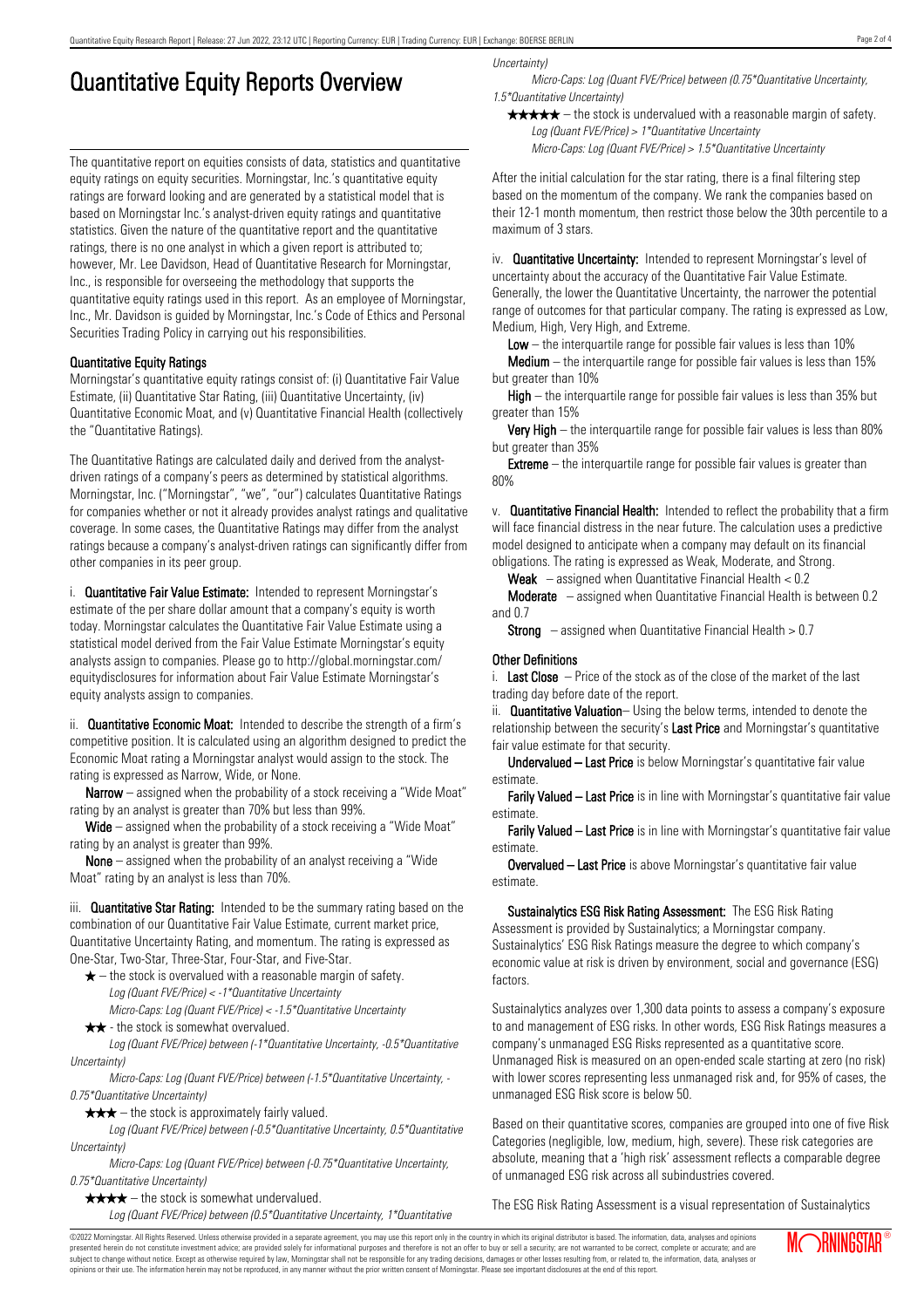# Quantitative Equity Reports Overview

The quantitative report on equities consists of data, statistics and quantitative equity ratings on equity securities. Morningstar, Inc.'s quantitative equity ratings are forward looking and are generated by a statistical model that is based on Morningstar Inc.'s analyst-driven equity ratings and quantitative statistics. Given the nature of the quantitative report and the quantitative ratings, there is no one analyst in which a given report is attributed to; however, Mr. Lee Davidson, Head of Quantitative Research for Morningstar, Inc., is responsible for overseeing the methodology that supports the quantitative equity ratings used in this report. As an employee of Morningstar, Inc., Mr. Davidson is guided by Morningstar, Inc.'s Code of Ethics and Personal Securities Trading Policy in carrying out his responsibilities.

### Quantitative Equity Ratings

Morningstar's quantitative equity ratings consist of: (i) Quantitative Fair Value Estimate, (ii) Quantitative Star Rating, (iii) Quantitative Uncertainty, (iv) Quantitative Economic Moat, and (v) Quantitative Financial Health (collectively the "Quantitative Ratings).

The Quantitative Ratings are calculated daily and derived from the analyst-driven ratings of a company's peers as determined by statistical algorithms. Morningstar, Inc. ("Morningstar", "we", "our") calculates Quantitative Ratings for companies whether or not it already provides analyst ratings and qualitative coverage. In some cases, the Quantitative Ratings may differ from the analyst ratings because a company's analyst-driven ratings can significantly differ from other companies in its peer group.

i. **Quantitative Fair Value Estimate:** Intended to represent Morningstar's estimate of the per share dollar amount that a company's equity is worth today. Morningstar calculates the Quantitative Fair Value Estimate using a statistical model derived from the Fair Value Estimate Morningstar's equity analysts assign to companies. Please go to http://global.morningstar.com/equitydisclosures for information about Fair Value Estimate Morningstar's equity analysts assign to companies.

ii. **Quantitative Economic Moat:** Intended to describe the strength of a firm's competitive position. It is calculated using an algorithm designed to predict the Economic Moat rating a Morningstar analyst would assign to the stock. The rating is expressed as Narrow, Wide, or None.

**Narrow** – assigned when the probability of a stock receiving a "Wide Moat" rating by an analyst is greater than 70% but less than 99%.

**Wide** – assigned when the probability of a stock receiving a "Wide Moat" rating by an analyst is greater than 99%.

**None** – assigned when the probability of an analyst receiving a "Wide Moat" rating by an analyst is less than 70%.

iii. **Quantitative Star Rating:** Intended to be the summary rating based on the combination of our Quantitative Fair Value Estimate, current market price, Quantitative Uncertainty Rating, and momentum. The rating is expressed as One-Star, Two-Star, Three-Star, Four-Star, and Five-Star.

★ – the stock is overvalued with a reasonable margin of safety.
*Log (Quant FVE/Price) < -1\*Quantitative Uncertainty*
*Micro-Caps: Log (Quant FVE/Price) < -1.5\*Quantitative Uncertainty*

★★ - the stock is somewhat overvalued.
*Log (Quant FVE/Price) between (-1\*Quantitative Uncertainty, -0.5\*Quantitative Uncertainty)*
*Micro-Caps: Log (Quant FVE/Price) between (-1.5\*Quantitative Uncertainty, -0.75\*Quantitative Uncertainty)*

★★★ – the stock is approximately fairly valued.
*Log (Quant FVE/Price) between (-0.5\*Quantitative Uncertainty, 0.5\*Quantitative Uncertainty)*
*Micro-Caps: Log (Quant FVE/Price) between (-0.75\*Quantitative Uncertainty, 0.75\*Quantitative Uncertainty)*

★★★★ – the stock is somewhat undervalued.
*Log (Quant FVE/Price) between (0.5\*Quantitative Uncertainty, 1\*Quantitative Uncertainty)*
*Micro-Caps: Log (Quant FVE/Price) between (0.75\*Quantitative Uncertainty, 1.5\*Quantitative Uncertainty)*

★★★★★ – the stock is undervalued with a reasonable margin of safety.
*Log (Quant FVE/Price) > 1\*Quantitative Uncertainty*
*Micro-Caps: Log (Quant FVE/Price) > 1.5\*Quantitative Uncertainty*

After the initial calculation for the star rating, there is a final filtering step based on the momentum of the company. We rank the companies based on their 12-1 month momentum, then restrict those below the 30th percentile to a maximum of 3 stars.

iv. **Quantitative Uncertainty:** Intended to represent Morningstar's level of uncertainty about the accuracy of the Quantitative Fair Value Estimate. Generally, the lower the Quantitative Uncertainty, the narrower the potential range of outcomes for that particular company. The rating is expressed as Low, Medium, High, Very High, and Extreme.

**Low** – the interquartile range for possible fair values is less than 10%

**Medium** – the interquartile range for possible fair values is less than 15% but greater than 10%

**High** – the interquartile range for possible fair values is less than 35% but greater than 15%

**Very High** – the interquartile range for possible fair values is less than 80% but greater than 35%

**Extreme** – the interquartile range for possible fair values is greater than 80%

v. **Quantitative Financial Health:** Intended to reflect the probability that a firm will face financial distress in the near future. The calculation uses a predictive model designed to anticipate when a company may default on its financial obligations. The rating is expressed as Weak, Moderate, and Strong.

**Weak** – assigned when Quantitative Financial Health < 0.2

**Moderate** – assigned when Quantitative Financial Health is between 0.2 and 0.7

**Strong** – assigned when Quantitative Financial Health > 0.7

### Other Definitions

i. **Last Close** – Price of the stock as of the close of the market of the last trading day before date of the report.

ii. **Quantitative Valuation**– Using the below terms, intended to denote the relationship between the security's **Last Price** and Morningstar's quantitative fair value estimate for that security.

**Undervalued – Last Price** is below Morningstar's quantitative fair value estimate.

**Farily Valued – Last Price** is in line with Morningstar's quantitative fair value estimate.

**Farily Valued – Last Price** is in line with Morningstar's quantitative fair value estimate.

**Overvalued – Last Price** is above Morningstar's quantitative fair value estimate.

**Sustainalytics ESG Risk Rating Assessment:** The ESG Risk Rating Assessment is provided by Sustainalytics; a Morningstar company. Sustainalytics' ESG Risk Ratings measure the degree to which company's economic value at risk is driven by environment, social and governance (ESG) factors.

Sustainalytics analyzes over 1,300 data points to assess a company's exposure to and management of ESG risks. In other words, ESG Risk Ratings measures a company's unmanaged ESG Risks represented as a quantitative score. Unmanaged Risk is measured on an open-ended scale starting at zero (no risk) with lower scores representing less unmanaged risk and, for 95% of cases, the unmanaged ESG Risk score is below 50.

Based on their quantitative scores, companies are grouped into one of five Risk Categories (negligible, low, medium, high, severe). These risk categories are absolute, meaning that a 'high risk' assessment reflects a comparable degree of unmanaged ESG risk across all subindustries covered.

The ESG Risk Rating Assessment is a visual representation of Sustainalytics

©2022 Morningstar. All Rights Reserved. Unless otherwise provided in a separate agreement, you may use this report only in the country in which its original distributor is based. The information, data, analyses and opinions presented herein do not constitute investment advice; are provided solely for informational purposes and therefore is not an offer to buy or sell a security; and are not warranted to be correct, complete or accurate; and are subject to change without notice. Except as otherwise required by law, Morningstar shall not be responsible for any trading decisions, damages or other losses resulting from, or related to, the information, data, analyses or opinions or their use. The information herein may not be reproduced, in any manner without the prior written consent of Morningstar. Please see important disclosures at the end of this report.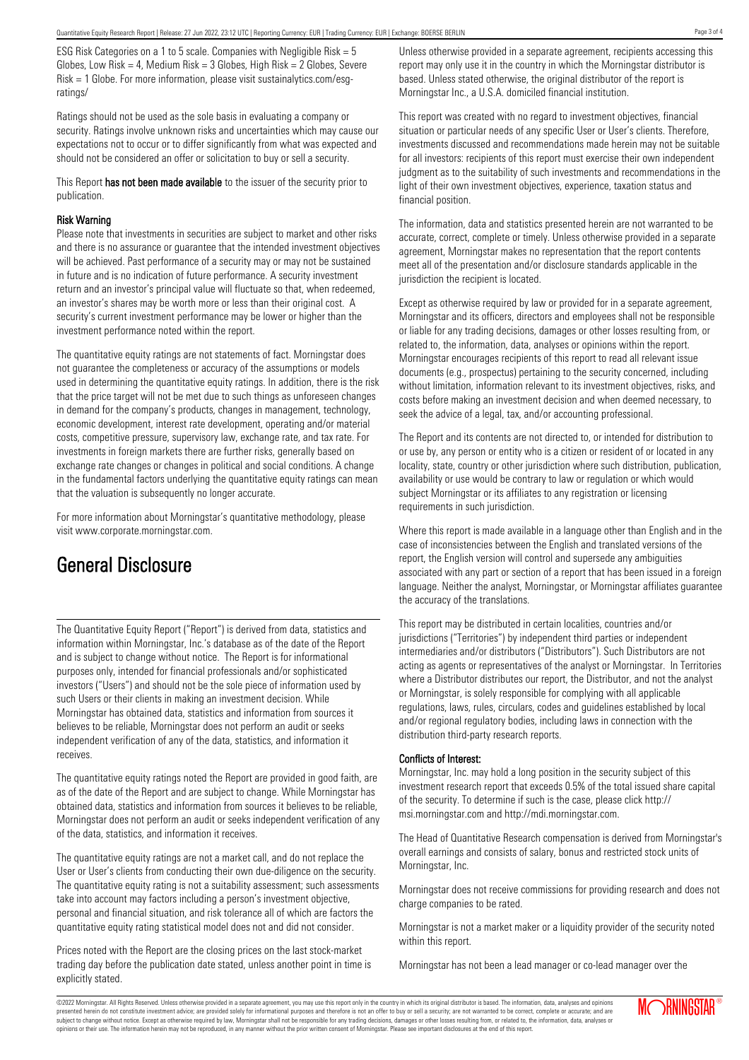ESG Risk Categories on a 1 to 5 scale. Companies with Negligible Risk = 5 Globes, Low Risk = 4, Medium Risk = 3 Globes, High Risk = 2 Globes, Severe Risk = 1 Globe. For more information, please visit sustainalytics.com/esg-ratings/

Ratings should not be used as the sole basis in evaluating a company or security. Ratings involve unknown risks and uncertainties which may cause our expectations not to occur or to differ significantly from what was expected and should not be considered an offer or solicitation to buy or sell a security.

This Report **has not been made available** to the issuer of the security prior to publication.

### Risk Warning

Please note that investments in securities are subject to market and other risks and there is no assurance or guarantee that the intended investment objectives will be achieved. Past performance of a security may or may not be sustained in future and is no indication of future performance. A security investment return and an investor's principal value will fluctuate so that, when redeemed, an investor's shares may be worth more or less than their original cost. A security's current investment performance may be lower or higher than the investment performance noted within the report.

The quantitative equity ratings are not statements of fact. Morningstar does not guarantee the completeness or accuracy of the assumptions or models used in determining the quantitative equity ratings. In addition, there is the risk that the price target will not be met due to such things as unforeseen changes in demand for the company's products, changes in management, technology, economic development, interest rate development, operating and/or material costs, competitive pressure, supervisory law, exchange rate, and tax rate. For investments in foreign markets there are further risks, generally based on exchange rate changes or changes in political and social conditions. A change in the fundamental factors underlying the quantitative equity ratings can mean that the valuation is subsequently no longer accurate.

For more information about Morningstar's quantitative methodology, please visit www.corporate.morningstar.com.

## General Disclosure

The Quantitative Equity Report ("Report") is derived from data, statistics and information within Morningstar, Inc.'s database as of the date of the Report and is subject to change without notice. The Report is for informational purposes only, intended for financial professionals and/or sophisticated investors ("Users") and should not be the sole piece of information used by such Users or their clients in making an investment decision. While Morningstar has obtained data, statistics and information from sources it believes to be reliable, Morningstar does not perform an audit or seeks independent verification of any of the data, statistics, and information it receives.

The quantitative equity ratings noted the Report are provided in good faith, are as of the date of the Report and are subject to change. While Morningstar has obtained data, statistics and information from sources it believes to be reliable, Morningstar does not perform an audit or seeks independent verification of any of the data, statistics, and information it receives.

The quantitative equity ratings are not a market call, and do not replace the User or User's clients from conducting their own due-diligence on the security. The quantitative equity rating is not a suitability assessment; such assessments take into account may factors including a person's investment objective, personal and financial situation, and risk tolerance all of which are factors the quantitative equity rating statistical model does not and did not consider.

Prices noted with the Report are the closing prices on the last stock-market trading day before the publication date stated, unless another point in time is explicitly stated.

Unless otherwise provided in a separate agreement, recipients accessing this report may only use it in the country in which the Morningstar distributor is based. Unless stated otherwise, the original distributor of the report is Morningstar Inc., a U.S.A. domiciled financial institution.

This report was created with no regard to investment objectives, financial situation or particular needs of any specific User or User's clients. Therefore, investments discussed and recommendations made herein may not be suitable for all investors: recipients of this report must exercise their own independent judgment as to the suitability of such investments and recommendations in the light of their own investment objectives, experience, taxation status and financial position.

The information, data and statistics presented herein are not warranted to be accurate, correct, complete or timely. Unless otherwise provided in a separate agreement, Morningstar makes no representation that the report contents meet all of the presentation and/or disclosure standards applicable in the jurisdiction the recipient is located.

Except as otherwise required by law or provided for in a separate agreement, Morningstar and its officers, directors and employees shall not be responsible or liable for any trading decisions, damages or other losses resulting from, or related to, the information, data, analyses or opinions within the report. Morningstar encourages recipients of this report to read all relevant issue documents (e.g., prospectus) pertaining to the security concerned, including without limitation, information relevant to its investment objectives, risks, and costs before making an investment decision and when deemed necessary, to seek the advice of a legal, tax, and/or accounting professional.

The Report and its contents are not directed to, or intended for distribution to or use by, any person or entity who is a citizen or resident of or located in any locality, state, country or other jurisdiction where such distribution, publication, availability or use would be contrary to law or regulation or which would subject Morningstar or its affiliates to any registration or licensing requirements in such jurisdiction.

Where this report is made available in a language other than English and in the case of inconsistencies between the English and translated versions of the report, the English version will control and supersede any ambiguities associated with any part or section of a report that has been issued in a foreign language. Neither the analyst, Morningstar, or Morningstar affiliates guarantee the accuracy of the translations.

This report may be distributed in certain localities, countries and/or jurisdictions ("Territories") by independent third parties or independent intermediaries and/or distributors ("Distributors"). Such Distributors are not acting as agents or representatives of the analyst or Morningstar. In Territories where a Distributor distributes our report, the Distributor, and not the analyst or Morningstar, is solely responsible for complying with all applicable regulations, laws, rules, circulars, codes and guidelines established by local and/or regional regulatory bodies, including laws in connection with the distribution third-party research reports.

### Conflicts of Interest:

Morningstar, Inc. may hold a long position in the security subject of this investment research report that exceeds 0.5% of the total issued share capital of the security. To determine if such is the case, please click http://msi.morningstar.com and http://mdi.morningstar.com.

The Head of Quantitative Research compensation is derived from Morningstar's overall earnings and consists of salary, bonus and restricted stock units of Morningstar, Inc.

Morningstar does not receive commissions for providing research and does not charge companies to be rated.

Morningstar is not a market maker or a liquidity provider of the security noted within this report.

Morningstar has not been a lead manager or co-lead manager over the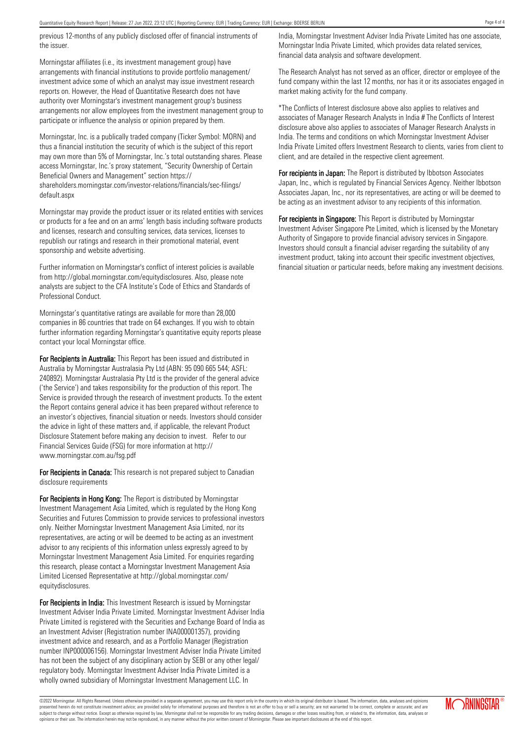previous 12-months of any publicly disclosed offer of financial instruments of the issuer.

Morningstar affiliates (i.e., its investment management group) have arrangements with financial institutions to provide portfolio management/ investment advice some of which an analyst may issue investment research reports on. However, the Head of Quantitative Research does not have authority over Morningstar's investment management group's business arrangements nor allow employees from the investment management group to participate or influence the analysis or opinion prepared by them.

Morningstar, Inc. is a publically traded company (Ticker Symbol: MORN) and thus a financial institution the security of which is the subject of this report may own more than 5% of Morningstar, Inc.'s total outstanding shares. Please access Morningstar, Inc.'s proxy statement, "Security Ownership of Certain Beneficial Owners and Management" section https:// shareholders.morningstar.com/investor-relations/financials/sec-filings/ default.aspx

Morningstar may provide the product issuer or its related entities with services or products for a fee and on an arms' length basis including software products and licenses, research and consulting services, data services, licenses to republish our ratings and research in their promotional material, event sponsorship and website advertising.

Further information on Morningstar's conflict of interest policies is available from http://global.morningstar.com/equitydisclosures. Also, please note analysts are subject to the CFA Institute's Code of Ethics and Standards of Professional Conduct.

Morningstar's quantitative ratings are available for more than 28,000 companies in 86 countries that trade on 64 exchanges. If you wish to obtain further information regarding Morningstar's quantitative equity reports please contact your local Morningstar office.

**For Recipients in Australia:** This Report has been issued and distributed in Australia by Morningstar Australasia Pty Ltd (ABN: 95 090 665 544; ASFL: 240892). Morningstar Australasia Pty Ltd is the provider of the general advice ('the Service') and takes responsibility for the production of this report. The Service is provided through the research of investment products. To the extent the Report contains general advice it has been prepared without reference to an investor's objectives, financial situation or needs. Investors should consider the advice in light of these matters and, if applicable, the relevant Product Disclosure Statement before making any decision to invest. Refer to our Financial Services Guide (FSG) for more information at http:// www.morningstar.com.au/fsg.pdf

**For Recipients in Canada:** This research is not prepared subject to Canadian disclosure requirements

**For Recipients in Hong Kong:** The Report is distributed by Morningstar Investment Management Asia Limited, which is regulated by the Hong Kong Securities and Futures Commission to provide services to professional investors only. Neither Morningstar Investment Management Asia Limited, nor its representatives, are acting or will be deemed to be acting as an investment advisor to any recipients of this information unless expressly agreed to by Morningstar Investment Management Asia Limited. For enquiries regarding this research, please contact a Morningstar Investment Management Asia Limited Licensed Representative at http://global.morningstar.com/ equitydisclosures.

**For Recipients in India:** This Investment Research is issued by Morningstar Investment Adviser India Private Limited. Morningstar Investment Adviser India Private Limited is registered with the Securities and Exchange Board of India as an Investment Adviser (Registration number INA000001357), providing investment advice and research, and as a Portfolio Manager (Registration number INP000006156). Morningstar Investment Adviser India Private Limited has not been the subject of any disciplinary action by SEBI or any other legal/ regulatory body. Morningstar Investment Adviser India Private Limited is a wholly owned subsidiary of Morningstar Investment Management LLC. In India, Morningstar Investment Adviser India Private Limited has one associate, Morningstar India Private Limited, which provides data related services, financial data analysis and software development.

The Research Analyst has not served as an officer, director or employee of the fund company within the last 12 months, nor has it or its associates engaged in market making activity for the fund company.

*The Conflicts of Interest disclosure above also applies to relatives and associates of Manager Research Analysts in India # The Conflicts of Interest disclosure above also applies to associates of Manager Research Analysts in India. The terms and conditions on which Morningstar Investment Adviser India Private Limited offers Investment Research to clients, varies from client to client, and are detailed in the respective client agreement.

**For recipients in Japan:** The Report is distributed by Ibbotson Associates Japan, Inc., which is regulated by Financial Services Agency. Neither Ibbotson Associates Japan, Inc., nor its representatives, are acting or will be deemed to be acting as an investment advisor to any recipients of this information.

**For recipients in Singapore:** This Report is distributed by Morningstar Investment Adviser Singapore Pte Limited, which is licensed by the Monetary Authority of Singapore to provide financial advisory services in Singapore. Investors should consult a financial adviser regarding the suitability of any investment product, taking into account their specific investment objectives, financial situation or particular needs, before making any investment decisions.